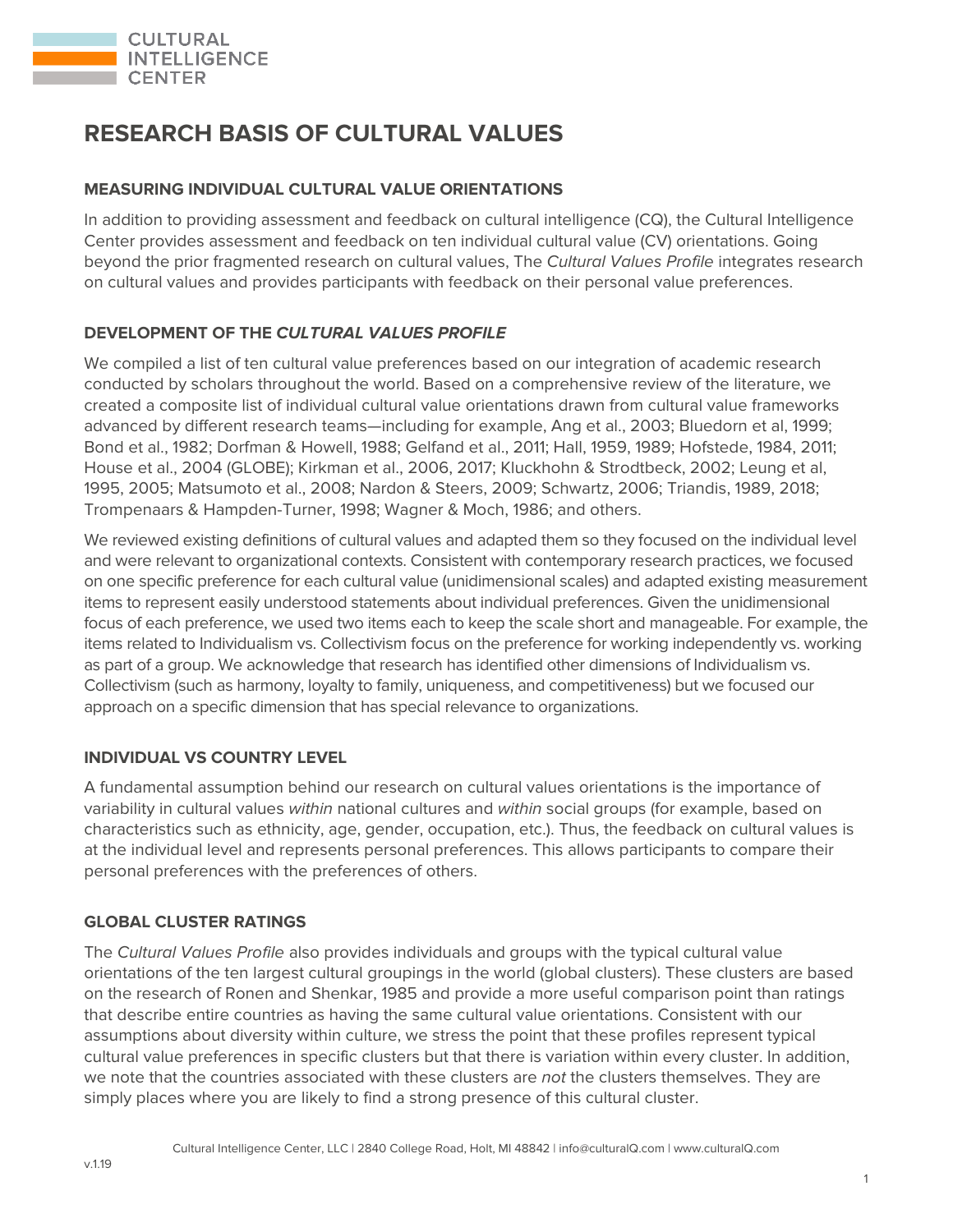# RESEARCH BASIS OF CULTURAL VALUES

## MEASURING INDIVIDUAL CULTURAL VALUE ORIENTATIONS

In addition to providing assessment and feedback on cultural intelligence (CQ), the Cultural Intelligence Center provides assessment and feedback on ten individual cultural value (CV) orientations. Going beyond the prior fragmented research on cultural values, The *Cultural Values Profile* integrates research on cultural values and provides participants with feedback on their personal value preferences.

## DEVELOPMENT OF THE *CULTURAL VALUES PROFILE*

We compiled a list of ten cultural value preferences based on our integration of academic research conducted by scholars throughout the world. Based on a comprehensive review of the literature, we created a composite list of individual cultural value orientations drawn from cultural value frameworks advanced by different research teams—including for example, Ang et al., 2003; Bluedorn et al, 1999; Bond et al., 1982; Dorfman & Howell, 1988; Gelfand et al., 2011; Hall, 1959, 1989; Hofstede, 1984, 2011; House et al., 2004 (GLOBE); Kirkman et al., 2006, 2017; Kluckhohn & Strodtbeck, 2002; Leung et al, 1995, 2005; Matsumoto et al., 2008; Nardon & Steers, 2009; Schwartz, 2006; Triandis, 1989, 2018; Trompenaars & Hampden-Turner, 1998; Wagner & Moch, 1986; and others.

We reviewed existing definitions of cultural values and adapted them so they focused on the individual level and were relevant to organizational contexts. Consistent with contemporary research practices, we focused on one specific preference for each cultural value (unidimensional scales) and adapted existing measurement items to represent easily understood statements about individual preferences. Given the unidimensional focus of each preference, we used two items each to keep the scale short and manageable. For example, the items related to Individualism vs. Collectivism focus on the preference for working independently vs. working as part of a group. We acknowledge that research has identified other dimensions of Individualism vs. Collectivism (such as harmony, loyalty to family, uniqueness, and competitiveness) but we focused our approach on a specific dimension that has special relevance to organizations.

## INDIVIDUAL VS COUNTRY LEVEL

A fundamental assumption behind our research on cultural values orientations is the importance of variability in cultural values *within* national cultures and *within* social groups (for example, based on characteristics such as ethnicity, age, gender, occupation, etc.). Thus, the feedback on cultural values is at the individual level and represents personal preferences. This allows participants to compare their personal preferences with the preferences of others.

## GLOBAL CLUSTER RATINGS

The *Cultural Values Profile* also provides individuals and groups with the typical cultural value orientations of the ten largest cultural groupings in the world (global clusters). These clusters are based on the research of Ronen and Shenkar, 1985 and provide a more useful comparison point than ratings that describe entire countries as having the same cultural value orientations. Consistent with our assumptions about diversity within culture, we stress the point that these profiles represent typical cultural value preferences in specific clusters but that there is variation within every cluster. In addition, we note that the countries associated with these clusters are *not* the clusters themselves. They are simply places where you are likely to find a strong presence of this cultural cluster.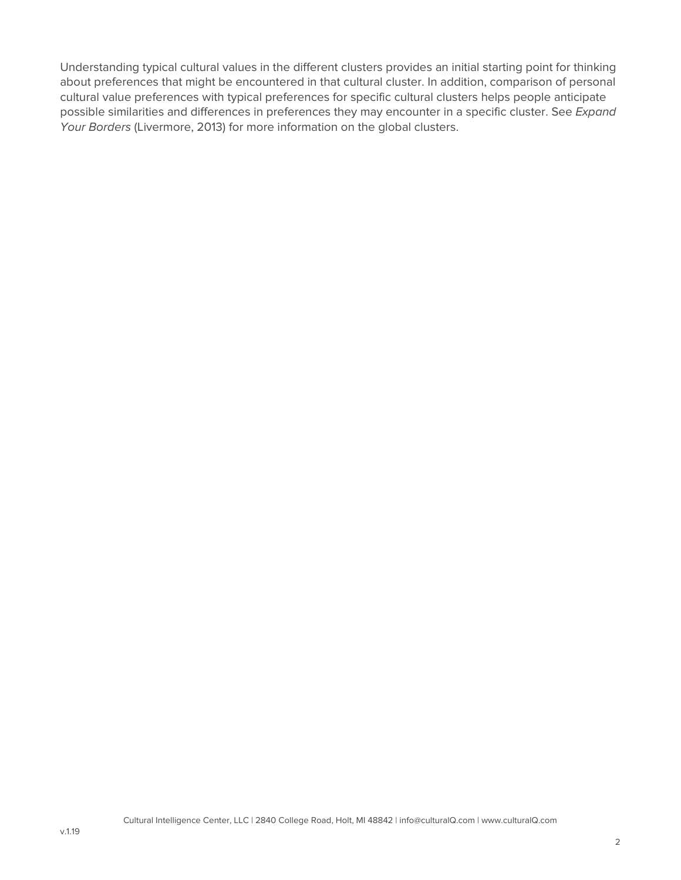Understanding typical cultural values in the different clusters provides an initial starting point for thinking about preferences that might be encountered in that cultural cluster. In addition, comparison of personal cultural value preferences with typical preferences for specific cultural clusters helps people anticipate possible similarities and differences in preferences they may encounter in a specific cluster. See *Expand Your Borders* (Livermore, 2013) for more information on the global clusters.